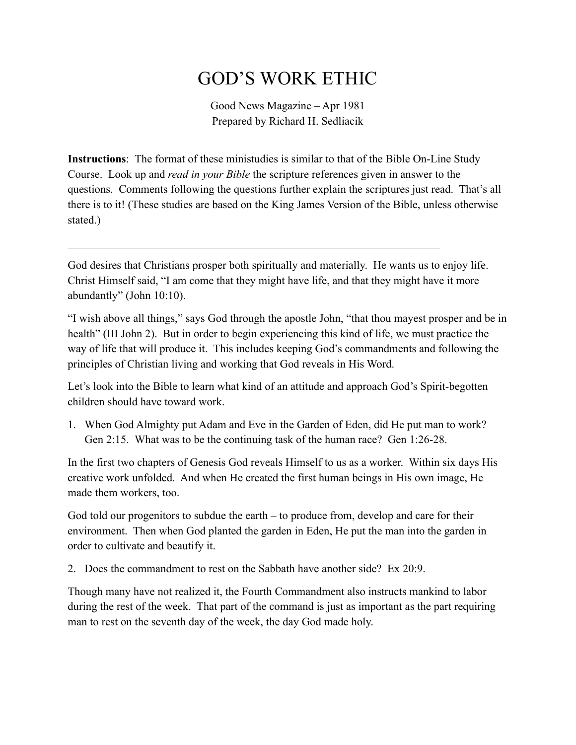# GOD'S WORK ETHIC

Good News Magazine – Apr 1981
Prepared by Richard H. Sedliacik

**Instructions**: The format of these ministudies is similar to that of the Bible On-Line Study Course. Look up and *read in your Bible* the scripture references given in answer to the questions. Comments following the questions further explain the scriptures just read. That's all there is to it! (These studies are based on the King James Version of the Bible, unless otherwise stated.)

---

God desires that Christians prosper both spiritually and materially. He wants us to enjoy life. Christ Himself said, "I am come that they might have life, and that they might have it more abundantly" (John 10:10).

"I wish above all things," says God through the apostle John, "that thou mayest prosper and be in health" (III John 2). But in order to begin experiencing this kind of life, we must practice the way of life that will produce it. This includes keeping God's commandments and following the principles of Christian living and working that God reveals in His Word.

Let's look into the Bible to learn what kind of an attitude and approach God's Spirit-begotten children should have toward work.

1. When God Almighty put Adam and Eve in the Garden of Eden, did He put man to work? Gen 2:15. What was to be the continuing task of the human race? Gen 1:26-28.

In the first two chapters of Genesis God reveals Himself to us as a worker. Within six days His creative work unfolded. And when He created the first human beings in His own image, He made them workers, too.

God told our progenitors to subdue the earth – to produce from, develop and care for their environment. Then when God planted the garden in Eden, He put the man into the garden in order to cultivate and beautify it.

2. Does the commandment to rest on the Sabbath have another side? Ex 20:9.

Though many have not realized it, the Fourth Commandment also instructs mankind to labor during the rest of the week. That part of the command is just as important as the part requiring man to rest on the seventh day of the week, the day God made holy.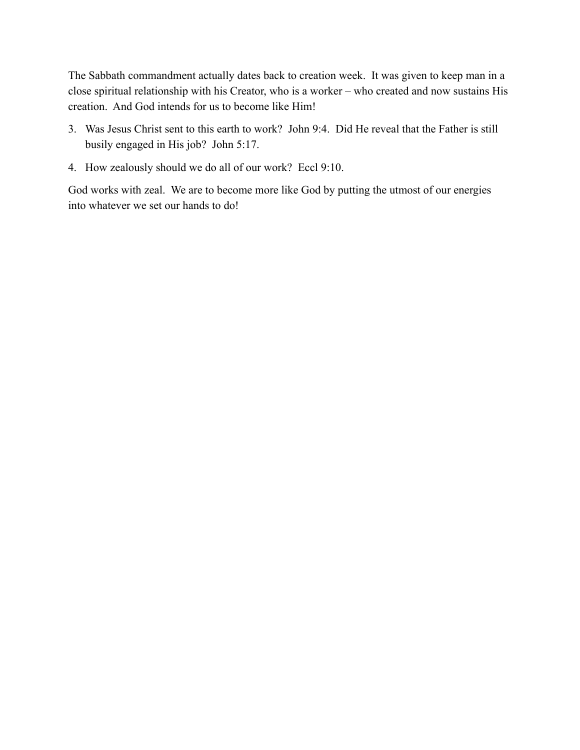The Sabbath commandment actually dates back to creation week. It was given to keep man in a close spiritual relationship with his Creator, who is a worker – who created and now sustains His creation. And God intends for us to become like Him!

3. Was Jesus Christ sent to this earth to work? John 9:4. Did He reveal that the Father is still busily engaged in His job? John 5:17.

4. How zealously should we do all of our work? Eccl 9:10.

God works with zeal. We are to become more like God by putting the utmost of our energies into whatever we set our hands to do!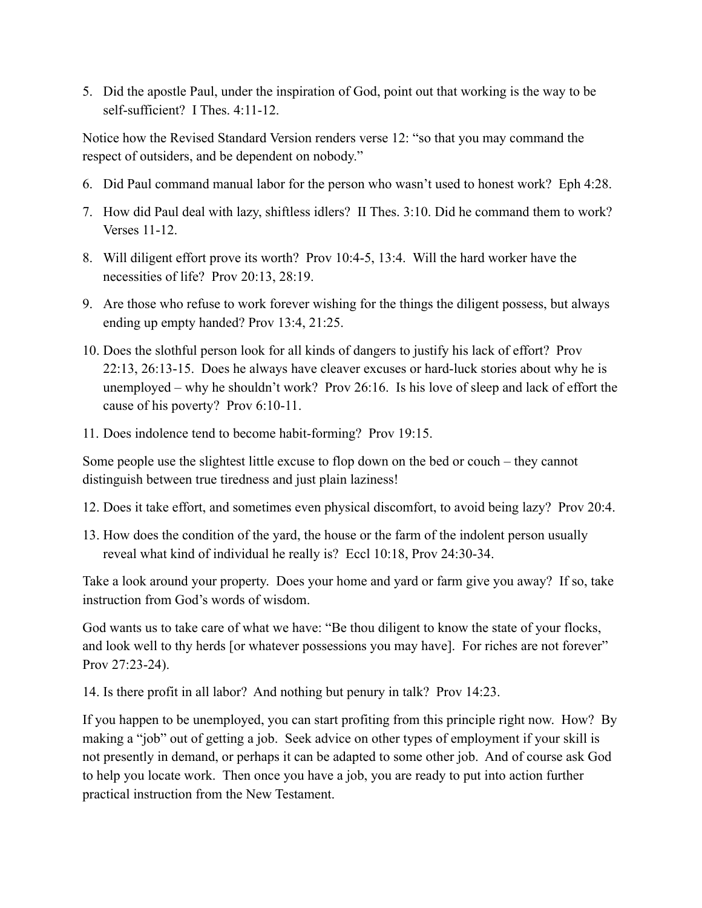5. Did the apostle Paul, under the inspiration of God, point out that working is the way to be self-sufficient? I Thes. 4:11-12.

Notice how the Revised Standard Version renders verse 12: "so that you may command the respect of outsiders, and be dependent on nobody."

6. Did Paul command manual labor for the person who wasn't used to honest work? Eph 4:28.
7. How did Paul deal with lazy, shiftless idlers? II Thes. 3:10. Did he command them to work? Verses 11-12.
8. Will diligent effort prove its worth? Prov 10:4-5, 13:4. Will the hard worker have the necessities of life? Prov 20:13, 28:19.
9. Are those who refuse to work forever wishing for the things the diligent possess, but always ending up empty handed? Prov 13:4, 21:25.
10. Does the slothful person look for all kinds of dangers to justify his lack of effort? Prov 22:13, 26:13-15. Does he always have cleaver excuses or hard-luck stories about why he is unemployed – why he shouldn't work? Prov 26:16. Is his love of sleep and lack of effort the cause of his poverty? Prov 6:10-11.
11. Does indolence tend to become habit-forming? Prov 19:15.

Some people use the slightest little excuse to flop down on the bed or couch – they cannot distinguish between true tiredness and just plain laziness!

12. Does it take effort, and sometimes even physical discomfort, to avoid being lazy? Prov 20:4.
13. How does the condition of the yard, the house or the farm of the indolent person usually reveal what kind of individual he really is? Eccl 10:18, Prov 24:30-34.

Take a look around your property. Does your home and yard or farm give you away? If so, take instruction from God's words of wisdom.

God wants us to take care of what we have: "Be thou diligent to know the state of your flocks, and look well to thy herds [or whatever possessions you may have]. For riches are not forever" Prov 27:23-24).

14. Is there profit in all labor? And nothing but penury in talk? Prov 14:23.

If you happen to be unemployed, you can start profiting from this principle right now. How? By making a "job" out of getting a job. Seek advice on other types of employment if your skill is not presently in demand, or perhaps it can be adapted to some other job. And of course ask God to help you locate work. Then once you have a job, you are ready to put into action further practical instruction from the New Testament.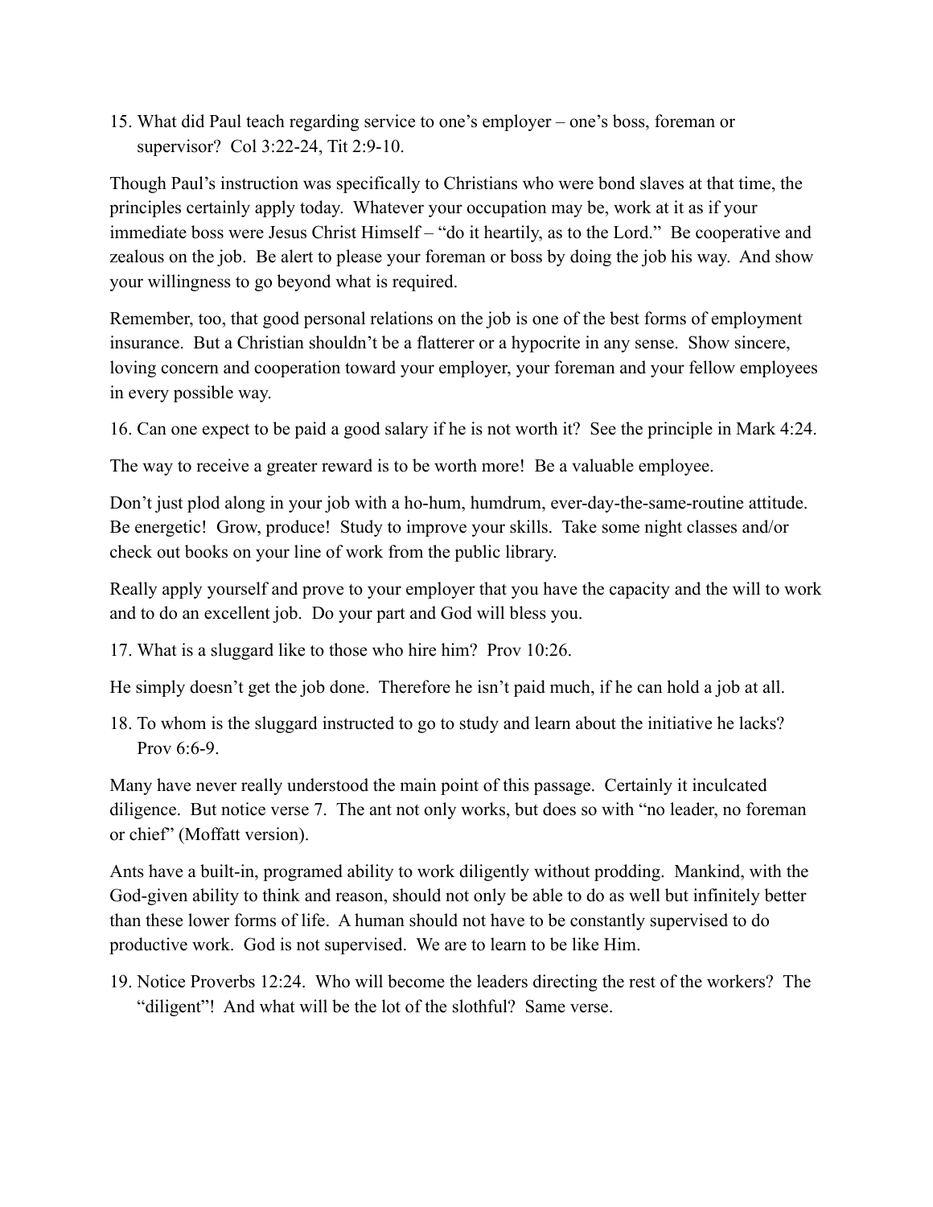15. What did Paul teach regarding service to one's employer – one's boss, foreman or supervisor? Col 3:22-24, Tit 2:9-10.

Though Paul's instruction was specifically to Christians who were bond slaves at that time, the principles certainly apply today. Whatever your occupation may be, work at it as if your immediate boss were Jesus Christ Himself – "do it heartily, as to the Lord." Be cooperative and zealous on the job. Be alert to please your foreman or boss by doing the job his way. And show your willingness to go beyond what is required.

Remember, too, that good personal relations on the job is one of the best forms of employment insurance. But a Christian shouldn't be a flatterer or a hypocrite in any sense. Show sincere, loving concern and cooperation toward your employer, your foreman and your fellow employees in every possible way.

16. Can one expect to be paid a good salary if he is not worth it? See the principle in Mark 4:24.

The way to receive a greater reward is to be worth more! Be a valuable employee.

Don't just plod along in your job with a ho-hum, humdrum, ever-day-the-same-routine attitude. Be energetic! Grow, produce! Study to improve your skills. Take some night classes and/or check out books on your line of work from the public library.

Really apply yourself and prove to your employer that you have the capacity and the will to work and to do an excellent job. Do your part and God will bless you.

17. What is a sluggard like to those who hire him? Prov 10:26.

He simply doesn't get the job done. Therefore he isn't paid much, if he can hold a job at all.

18. To whom is the sluggard instructed to go to study and learn about the initiative he lacks? Prov 6:6-9.

Many have never really understood the main point of this passage. Certainly it inculcated diligence. But notice verse 7. The ant not only works, but does so with "no leader, no foreman or chief" (Moffatt version).

Ants have a built-in, programed ability to work diligently without prodding. Mankind, with the God-given ability to think and reason, should not only be able to do as well but infinitely better than these lower forms of life. A human should not have to be constantly supervised to do productive work. God is not supervised. We are to learn to be like Him.

19. Notice Proverbs 12:24. Who will become the leaders directing the rest of the workers? The "diligent"! And what will be the lot of the slothful? Same verse.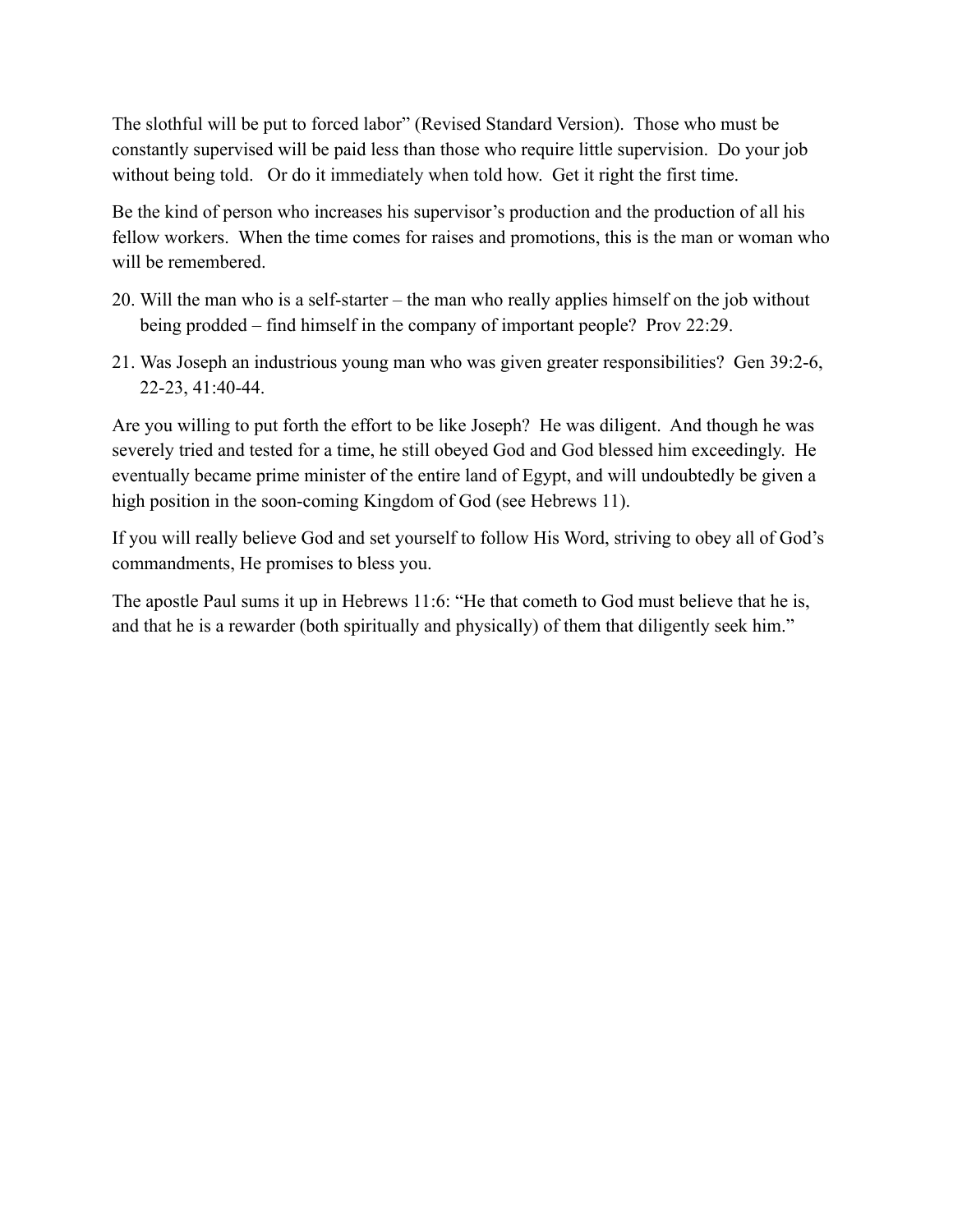The slothful will be put to forced labor" (Revised Standard Version). Those who must be constantly supervised will be paid less than those who require little supervision. Do your job without being told. Or do it immediately when told how. Get it right the first time.

Be the kind of person who increases his supervisor's production and the production of all his fellow workers. When the time comes for raises and promotions, this is the man or woman who will be remembered.

20. Will the man who is a self-starter – the man who really applies himself on the job without being prodded – find himself in the company of important people? Prov 22:29.
21. Was Joseph an industrious young man who was given greater responsibilities? Gen 39:2-6, 22-23, 41:40-44.

Are you willing to put forth the effort to be like Joseph? He was diligent. And though he was severely tried and tested for a time, he still obeyed God and God blessed him exceedingly. He eventually became prime minister of the entire land of Egypt, and will undoubtedly be given a high position in the soon-coming Kingdom of God (see Hebrews 11).

If you will really believe God and set yourself to follow His Word, striving to obey all of God's commandments, He promises to bless you.

The apostle Paul sums it up in Hebrews 11:6: "He that cometh to God must believe that he is, and that he is a rewarder (both spiritually and physically) of them that diligently seek him."